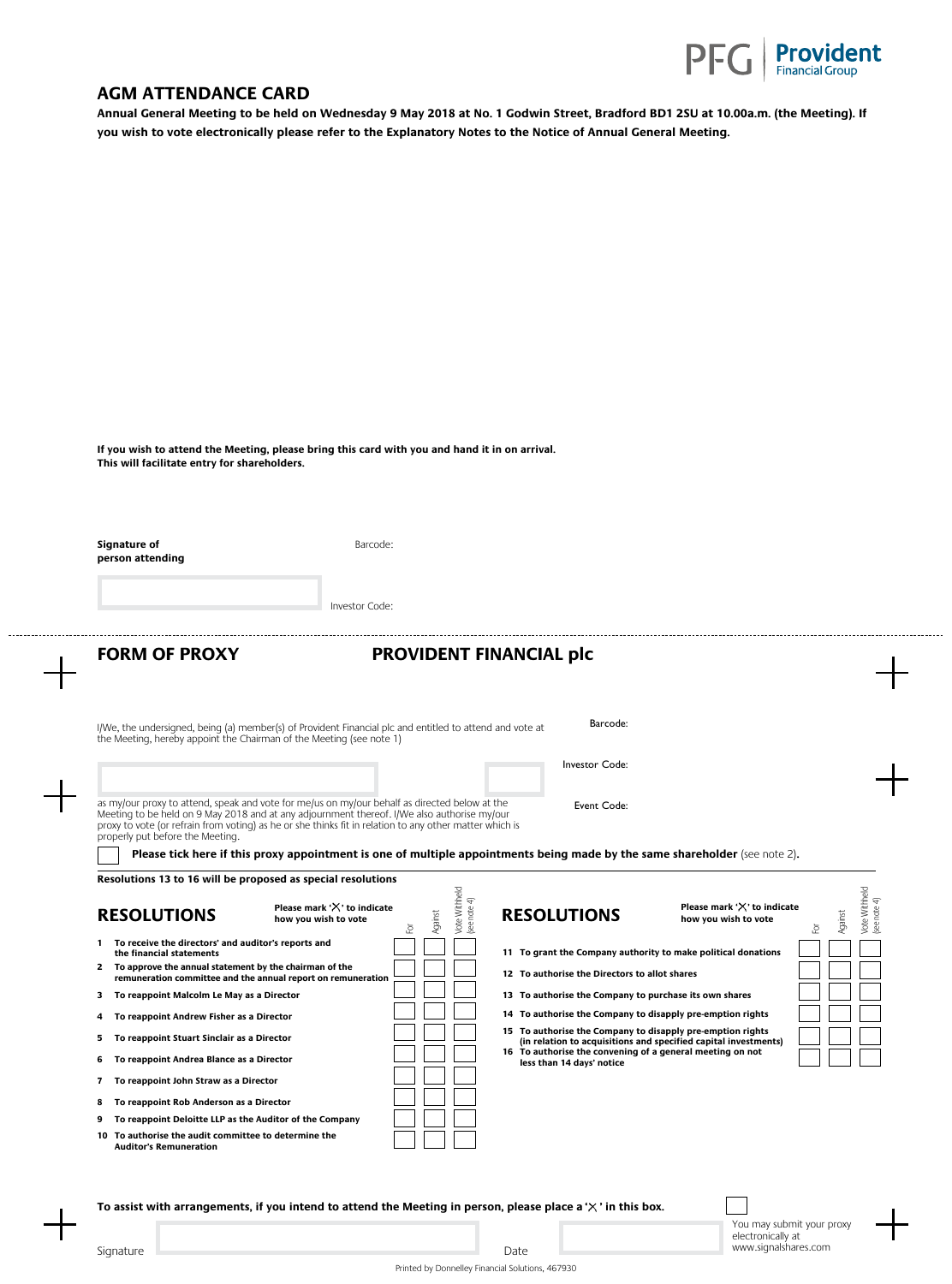PFG | Provident Financial Group

# AGM ATTENDANCE CARD

**Annual General Meeting to be held on Wednesday 9 May 2018 at No. 1 Godwin Street, Bradford BD1 2SU at 10.00a.m. (the Meeting). If you wish to vote electronically please refer to the Explanatory Notes to the Notice of Annual General Meeting.**

**If you wish to attend the Meeting, please bring this card with you and hand it in on arrival. This will facilitate entry for shareholders.**

**Signature of person attending**

Barcode:

Investor Code:

---

# FORM OF PROXY — PROVIDENT FINANCIAL plc

I/We, the undersigned, being (a) member(s) of Provident Financial plc and entitled to attend and vote at the Meeting, hereby appoint the Chairman of the Meeting (see note 1)

Barcode:

Investor Code:

Event Code:

as my/our proxy to attend, speak and vote for me/us on my/our behalf as directed below at the Meeting to be held on 9 May 2018 and at any adjournment thereof. I/We also authorise my/our proxy to vote (or refrain from voting) as he or she thinks fit in relation to any other matter which is properly put before the Meeting.

☐ **Please tick here if this proxy appointment is one of multiple appointments being made by the same shareholder** (see note 2).

**Resolutions 13 to 16 will be proposed as special resolutions**

## RESOLUTIONS

**Please mark '✕' to indicate how you wish to vote**

| | Resolution | For | Against | Vote Withheld (see note 4) |
|---|---|---|---|---|
| 1 | To receive the directors' and auditor's reports and the financial statements | | | |
| 2 | To approve the annual statement by the chairman of the remuneration committee and the annual report on remuneration | | | |
| 3 | To reappoint Malcolm Le May as a Director | | | |
| 4 | To reappoint Andrew Fisher as a Director | | | |
| 5 | To reappoint Stuart Sinclair as a Director | | | |
| 6 | To reappoint Andrea Blance as a Director | | | |
| 7 | To reappoint John Straw as a Director | | | |
| 8 | To reappoint Rob Anderson as a Director | | | |
| 9 | To reappoint Deloitte LLP as the Auditor of the Company | | | |
| 10 | To authorise the audit committee to determine the Auditor's Remuneration | | | |
| 11 | To grant the Company authority to make political donations | | | |
| 12 | To authorise the Directors to allot shares | | | |
| 13 | To authorise the Company to purchase its own shares | | | |
| 14 | To authorise the Company to disapply pre-emption rights | | | |
| 15 | To authorise the Company to disapply pre-emption rights (in relation to acquisitions and specified capital investments) | | | |
| 16 | To authorise the convening of a general meeting on not less than 14 days' notice | | | |

**To assist with arrangements, if you intend to attend the Meeting in person, please place a '✕' in this box.** ☐

Signature

Date

You may submit your proxy electronically at www.signalshares.com

Printed by Donnelley Financial Solutions, 467930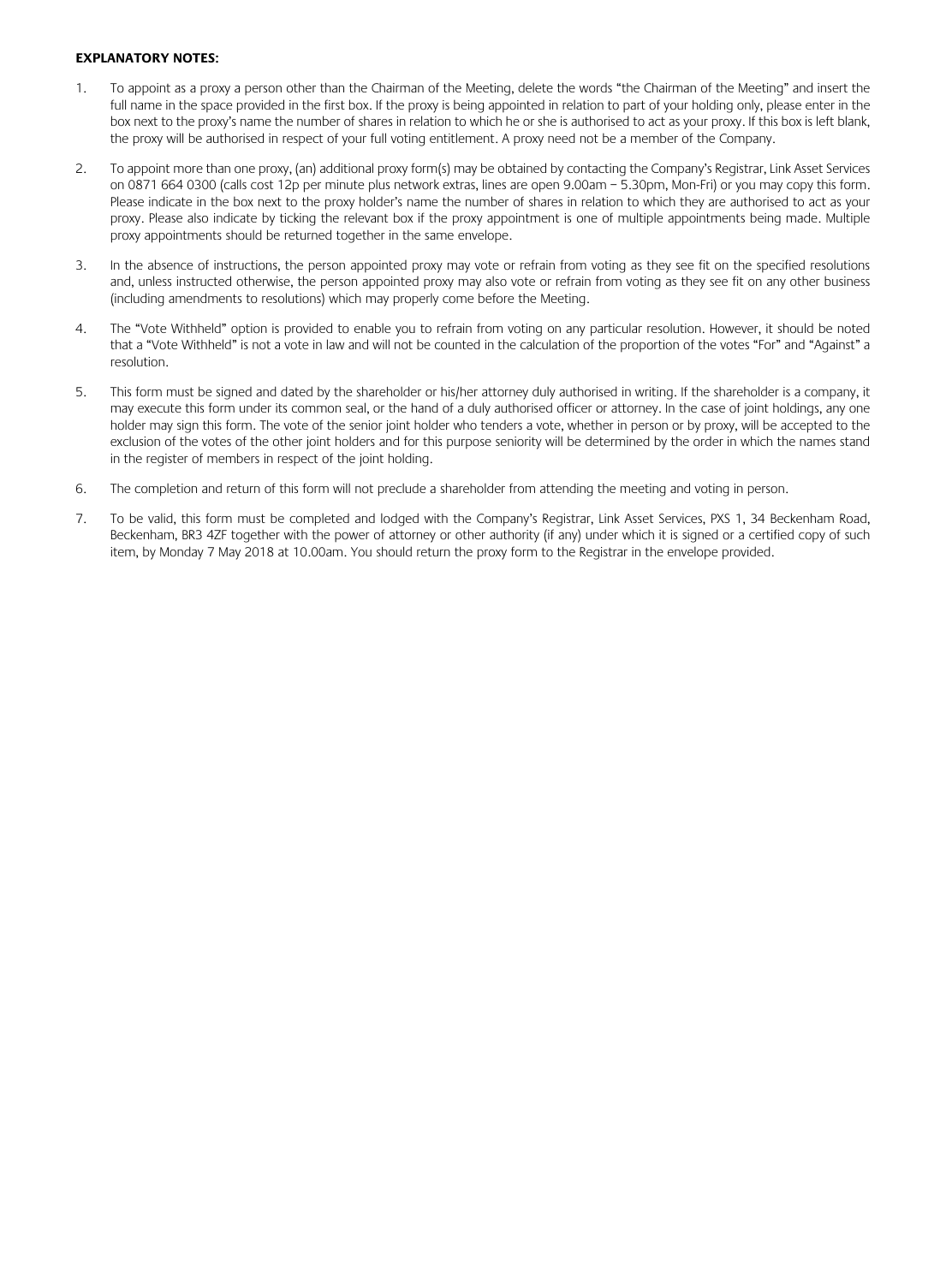**EXPLANATORY NOTES:**

1. To appoint as a proxy a person other than the Chairman of the Meeting, delete the words "the Chairman of the Meeting" and insert the full name in the space provided in the first box. If the proxy is being appointed in relation to part of your holding only, please enter in the box next to the proxy's name the number of shares in relation to which he or she is authorised to act as your proxy. If this box is left blank, the proxy will be authorised in respect of your full voting entitlement. A proxy need not be a member of the Company.

2. To appoint more than one proxy, (an) additional proxy form(s) may be obtained by contacting the Company's Registrar, Link Asset Services on 0871 664 0300 (calls cost 12p per minute plus network extras, lines are open 9.00am – 5.30pm, Mon-Fri) or you may copy this form. Please indicate in the box next to the proxy holder's name the number of shares in relation to which they are authorised to act as your proxy. Please also indicate by ticking the relevant box if the proxy appointment is one of multiple appointments being made. Multiple proxy appointments should be returned together in the same envelope.

3. In the absence of instructions, the person appointed proxy may vote or refrain from voting as they see fit on the specified resolutions and, unless instructed otherwise, the person appointed proxy may also vote or refrain from voting as they see fit on any other business (including amendments to resolutions) which may properly come before the Meeting.

4. The "Vote Withheld" option is provided to enable you to refrain from voting on any particular resolution. However, it should be noted that a "Vote Withheld" is not a vote in law and will not be counted in the calculation of the proportion of the votes "For" and "Against" a resolution.

5. This form must be signed and dated by the shareholder or his/her attorney duly authorised in writing. If the shareholder is a company, it may execute this form under its common seal, or the hand of a duly authorised officer or attorney. In the case of joint holdings, any one holder may sign this form. The vote of the senior joint holder who tenders a vote, whether in person or by proxy, will be accepted to the exclusion of the votes of the other joint holders and for this purpose seniority will be determined by the order in which the names stand in the register of members in respect of the joint holding.

6. The completion and return of this form will not preclude a shareholder from attending the meeting and voting in person.

7. To be valid, this form must be completed and lodged with the Company's Registrar, Link Asset Services, PXS 1, 34 Beckenham Road, Beckenham, BR3 4ZF together with the power of attorney or other authority (if any) under which it is signed or a certified copy of such item, by Monday 7 May 2018 at 10.00am. You should return the proxy form to the Registrar in the envelope provided.